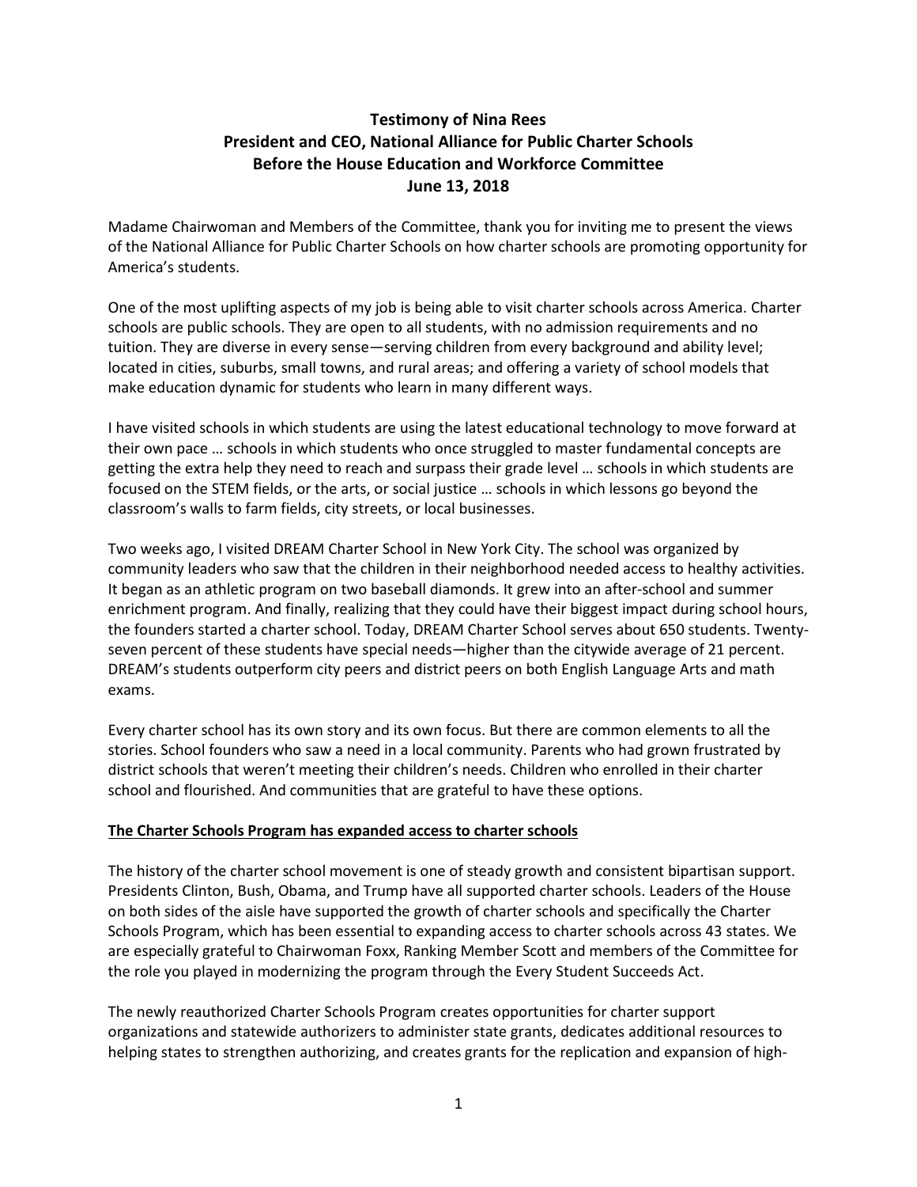**Testimony of Nina Rees**
**President and CEO, National Alliance for Public Charter Schools**
**Before the House Education and Workforce Committee**
**June 13, 2018**

Madame Chairwoman and Members of the Committee, thank you for inviting me to present the views of the National Alliance for Public Charter Schools on how charter schools are promoting opportunity for America's students.

One of the most uplifting aspects of my job is being able to visit charter schools across America. Charter schools are public schools. They are open to all students, with no admission requirements and no tuition. They are diverse in every sense—serving children from every background and ability level; located in cities, suburbs, small towns, and rural areas; and offering a variety of school models that make education dynamic for students who learn in many different ways.

I have visited schools in which students are using the latest educational technology to move forward at their own pace … schools in which students who once struggled to master fundamental concepts are getting the extra help they need to reach and surpass their grade level … schools in which students are focused on the STEM fields, or the arts, or social justice … schools in which lessons go beyond the classroom's walls to farm fields, city streets, or local businesses.

Two weeks ago, I visited DREAM Charter School in New York City. The school was organized by community leaders who saw that the children in their neighborhood needed access to healthy activities. It began as an athletic program on two baseball diamonds. It grew into an after-school and summer enrichment program. And finally, realizing that they could have their biggest impact during school hours, the founders started a charter school. Today, DREAM Charter School serves about 650 students. Twenty-seven percent of these students have special needs—higher than the citywide average of 21 percent. DREAM's students outperform city peers and district peers on both English Language Arts and math exams.

Every charter school has its own story and its own focus. But there are common elements to all the stories. School founders who saw a need in a local community. Parents who had grown frustrated by district schools that weren't meeting their children's needs. Children who enrolled in their charter school and flourished. And communities that are grateful to have these options.

**The Charter Schools Program has expanded access to charter schools**

The history of the charter school movement is one of steady growth and consistent bipartisan support. Presidents Clinton, Bush, Obama, and Trump have all supported charter schools. Leaders of the House on both sides of the aisle have supported the growth of charter schools and specifically the Charter Schools Program, which has been essential to expanding access to charter schools across 43 states. We are especially grateful to Chairwoman Foxx, Ranking Member Scott and members of the Committee for the role you played in modernizing the program through the Every Student Succeeds Act.

The newly reauthorized Charter Schools Program creates opportunities for charter support organizations and statewide authorizers to administer state grants, dedicates additional resources to helping states to strengthen authorizing, and creates grants for the replication and expansion of high-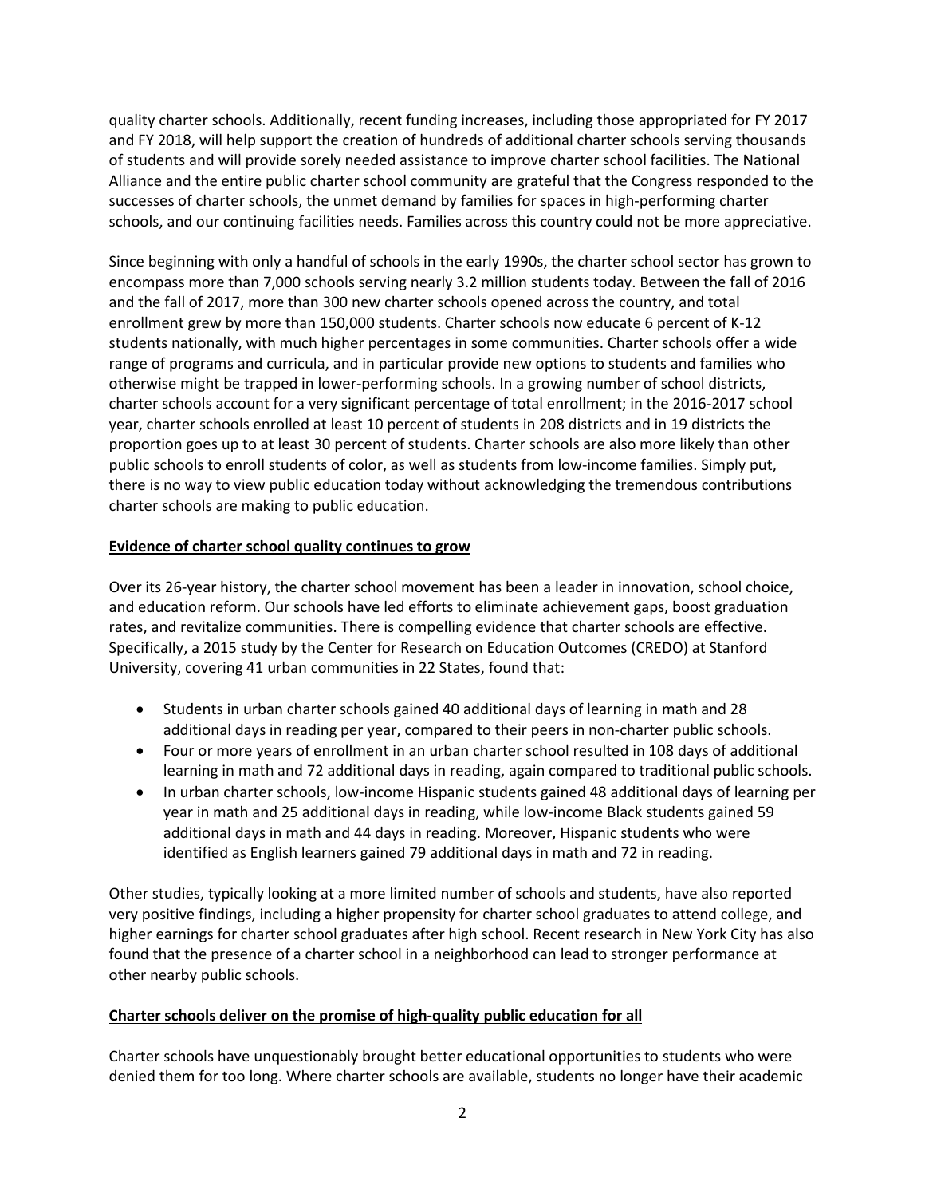quality charter schools. Additionally, recent funding increases, including those appropriated for FY 2017 and FY 2018, will help support the creation of hundreds of additional charter schools serving thousands of students and will provide sorely needed assistance to improve charter school facilities. The National Alliance and the entire public charter school community are grateful that the Congress responded to the successes of charter schools, the unmet demand by families for spaces in high-performing charter schools, and our continuing facilities needs. Families across this country could not be more appreciative.

Since beginning with only a handful of schools in the early 1990s, the charter school sector has grown to encompass more than 7,000 schools serving nearly 3.2 million students today. Between the fall of 2016 and the fall of 2017, more than 300 new charter schools opened across the country, and total enrollment grew by more than 150,000 students. Charter schools now educate 6 percent of K-12 students nationally, with much higher percentages in some communities. Charter schools offer a wide range of programs and curricula, and in particular provide new options to students and families who otherwise might be trapped in lower-performing schools. In a growing number of school districts, charter schools account for a very significant percentage of total enrollment; in the 2016-2017 school year, charter schools enrolled at least 10 percent of students in 208 districts and in 19 districts the proportion goes up to at least 30 percent of students. Charter schools are also more likely than other public schools to enroll students of color, as well as students from low-income families. Simply put, there is no way to view public education today without acknowledging the tremendous contributions charter schools are making to public education.

**Evidence of charter school quality continues to grow**

Over its 26-year history, the charter school movement has been a leader in innovation, school choice, and education reform. Our schools have led efforts to eliminate achievement gaps, boost graduation rates, and revitalize communities. There is compelling evidence that charter schools are effective. Specifically, a 2015 study by the Center for Research on Education Outcomes (CREDO) at Stanford University, covering 41 urban communities in 22 States, found that:

- Students in urban charter schools gained 40 additional days of learning in math and 28 additional days in reading per year, compared to their peers in non-charter public schools.
- Four or more years of enrollment in an urban charter school resulted in 108 days of additional learning in math and 72 additional days in reading, again compared to traditional public schools.
- In urban charter schools, low-income Hispanic students gained 48 additional days of learning per year in math and 25 additional days in reading, while low-income Black students gained 59 additional days in math and 44 days in reading. Moreover, Hispanic students who were identified as English learners gained 79 additional days in math and 72 in reading.

Other studies, typically looking at a more limited number of schools and students, have also reported very positive findings, including a higher propensity for charter school graduates to attend college, and higher earnings for charter school graduates after high school. Recent research in New York City has also found that the presence of a charter school in a neighborhood can lead to stronger performance at other nearby public schools.

**Charter schools deliver on the promise of high-quality public education for all**

Charter schools have unquestionably brought better educational opportunities to students who were denied them for too long. Where charter schools are available, students no longer have their academic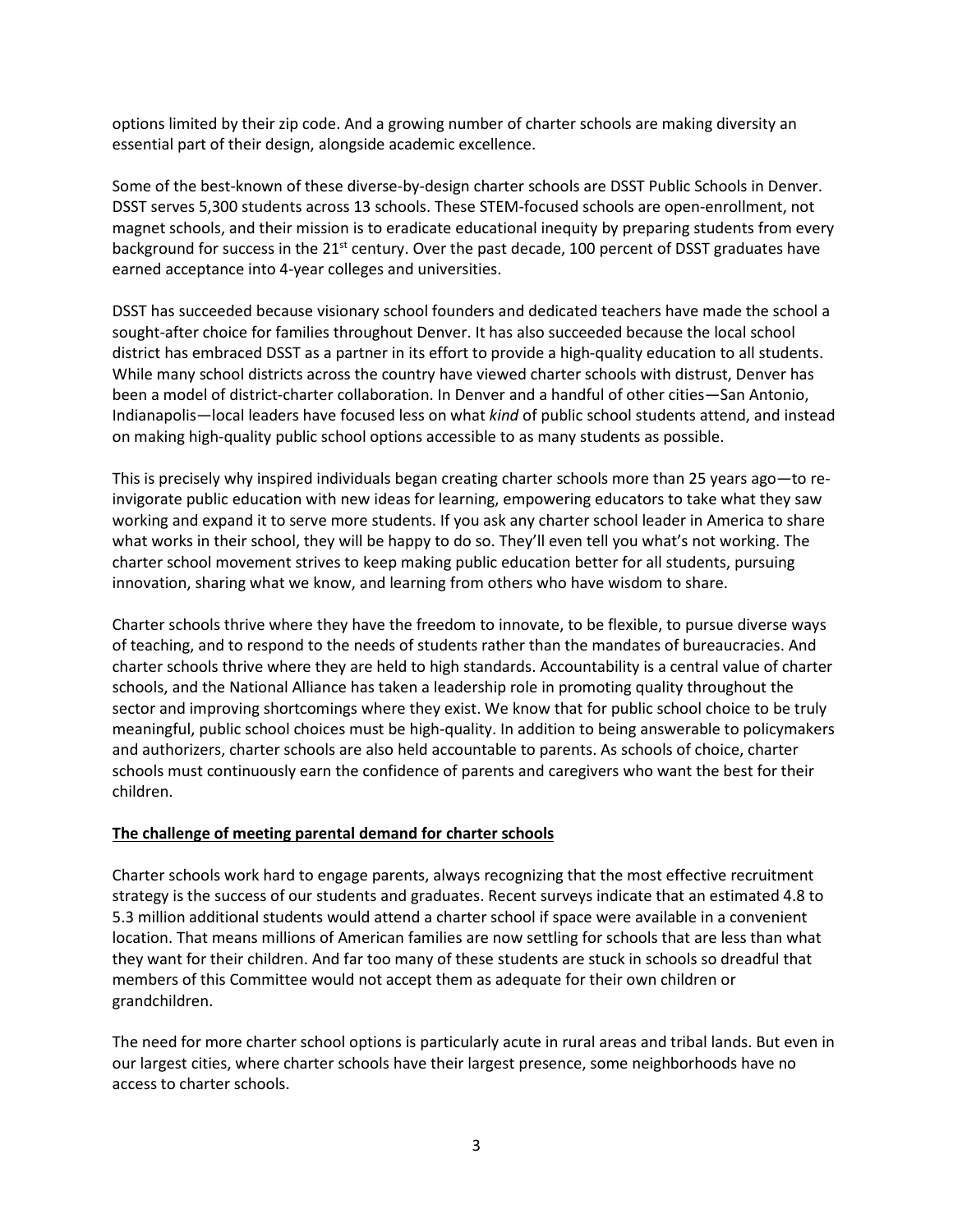options limited by their zip code. And a growing number of charter schools are making diversity an essential part of their design, alongside academic excellence.

Some of the best-known of these diverse-by-design charter schools are DSST Public Schools in Denver. DSST serves 5,300 students across 13 schools. These STEM-focused schools are open-enrollment, not magnet schools, and their mission is to eradicate educational inequity by preparing students from every background for success in the 21st century. Over the past decade, 100 percent of DSST graduates have earned acceptance into 4-year colleges and universities.

DSST has succeeded because visionary school founders and dedicated teachers have made the school a sought-after choice for families throughout Denver. It has also succeeded because the local school district has embraced DSST as a partner in its effort to provide a high-quality education to all students. While many school districts across the country have viewed charter schools with distrust, Denver has been a model of district-charter collaboration. In Denver and a handful of other cities—San Antonio, Indianapolis—local leaders have focused less on what *kind* of public school students attend, and instead on making high-quality public school options accessible to as many students as possible.

This is precisely why inspired individuals began creating charter schools more than 25 years ago—to re-invigorate public education with new ideas for learning, empowering educators to take what they saw working and expand it to serve more students. If you ask any charter school leader in America to share what works in their school, they will be happy to do so. They'll even tell you what's not working. The charter school movement strives to keep making public education better for all students, pursuing innovation, sharing what we know, and learning from others who have wisdom to share.

Charter schools thrive where they have the freedom to innovate, to be flexible, to pursue diverse ways of teaching, and to respond to the needs of students rather than the mandates of bureaucracies. And charter schools thrive where they are held to high standards. Accountability is a central value of charter schools, and the National Alliance has taken a leadership role in promoting quality throughout the sector and improving shortcomings where they exist. We know that for public school choice to be truly meaningful, public school choices must be high-quality. In addition to being answerable to policymakers and authorizers, charter schools are also held accountable to parents. As schools of choice, charter schools must continuously earn the confidence of parents and caregivers who want the best for their children.

**The challenge of meeting parental demand for charter schools**

Charter schools work hard to engage parents, always recognizing that the most effective recruitment strategy is the success of our students and graduates. Recent surveys indicate that an estimated 4.8 to 5.3 million additional students would attend a charter school if space were available in a convenient location. That means millions of American families are now settling for schools that are less than what they want for their children. And far too many of these students are stuck in schools so dreadful that members of this Committee would not accept them as adequate for their own children or grandchildren.

The need for more charter school options is particularly acute in rural areas and tribal lands. But even in our largest cities, where charter schools have their largest presence, some neighborhoods have no access to charter schools.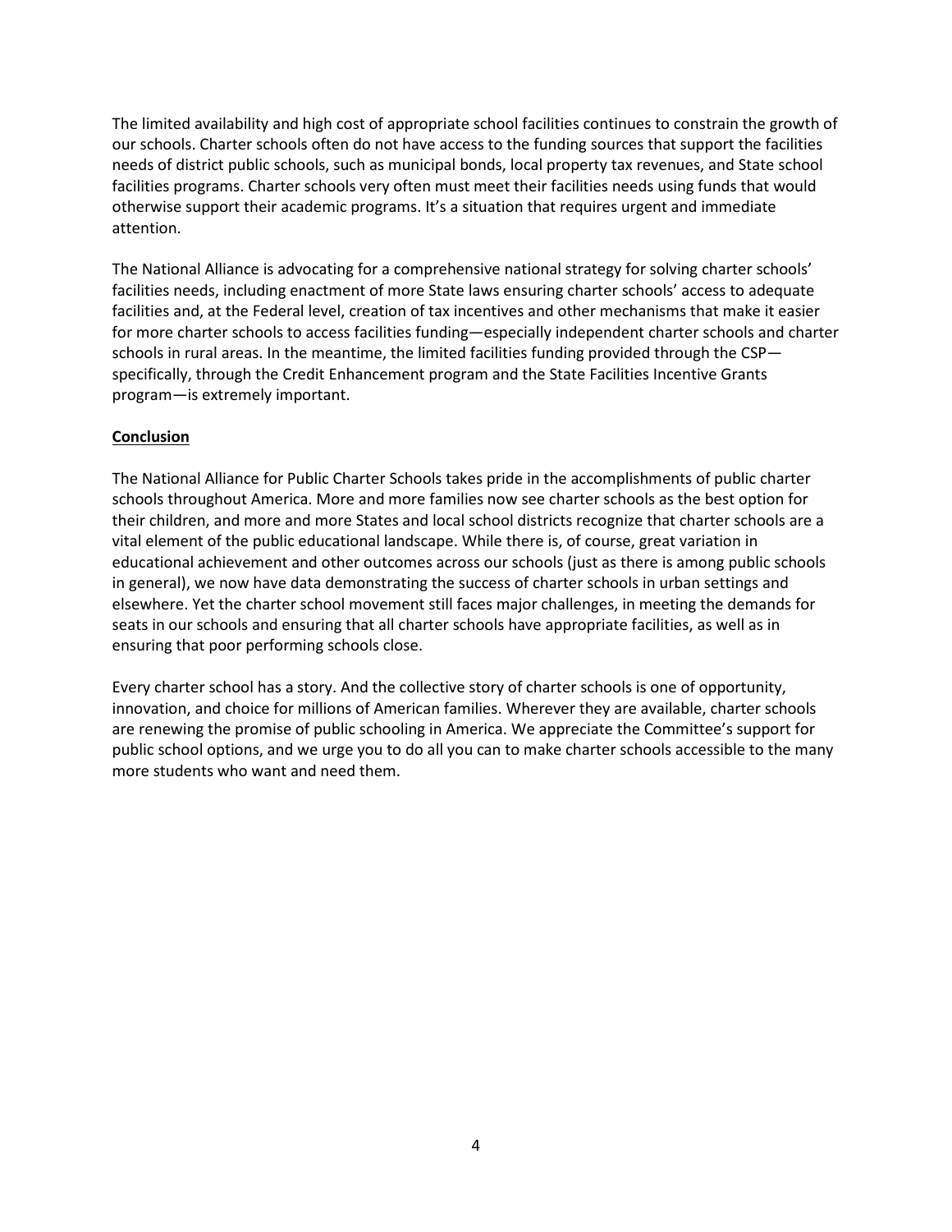The limited availability and high cost of appropriate school facilities continues to constrain the growth of our schools. Charter schools often do not have access to the funding sources that support the facilities needs of district public schools, such as municipal bonds, local property tax revenues, and State school facilities programs. Charter schools very often must meet their facilities needs using funds that would otherwise support their academic programs. It's a situation that requires urgent and immediate attention.

The National Alliance is advocating for a comprehensive national strategy for solving charter schools' facilities needs, including enactment of more State laws ensuring charter schools' access to adequate facilities and, at the Federal level, creation of tax incentives and other mechanisms that make it easier for more charter schools to access facilities funding—especially independent charter schools and charter schools in rural areas. In the meantime, the limited facilities funding provided through the CSP—specifically, through the Credit Enhancement program and the State Facilities Incentive Grants program—is extremely important.

## Conclusion

The National Alliance for Public Charter Schools takes pride in the accomplishments of public charter schools throughout America. More and more families now see charter schools as the best option for their children, and more and more States and local school districts recognize that charter schools are a vital element of the public educational landscape. While there is, of course, great variation in educational achievement and other outcomes across our schools (just as there is among public schools in general), we now have data demonstrating the success of charter schools in urban settings and elsewhere. Yet the charter school movement still faces major challenges, in meeting the demands for seats in our schools and ensuring that all charter schools have appropriate facilities, as well as in ensuring that poor performing schools close.

Every charter school has a story. And the collective story of charter schools is one of opportunity, innovation, and choice for millions of American families. Wherever they are available, charter schools are renewing the promise of public schooling in America. We appreciate the Committee's support for public school options, and we urge you to do all you can to make charter schools accessible to the many more students who want and need them.